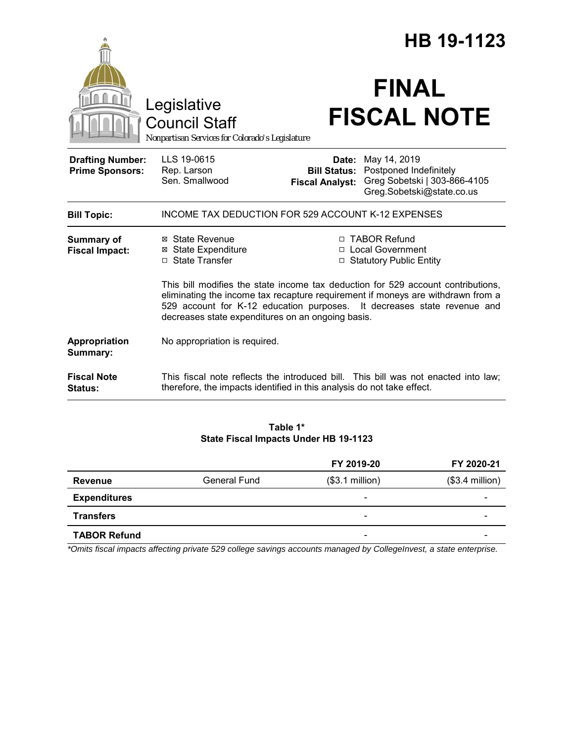# HB 19-1123

Legislative Council Staff

*Nonpartisan Services for Colorado's Legislature*

# FINAL FISCAL NOTE

| | | | |
|---|---|---|---|
| **Drafting Number:** | LLS 19-0615 | **Date:** | May 14, 2019 |
| **Prime Sponsors:** | Rep. Larson<br>Sen. Smallwood | **Bill Status:** | Postponed Indefinitely |
| | | **Fiscal Analyst:** | Greg Sobetski \| 303-866-4105<br>Greg.Sobetski@state.co.us |

**Bill Topic:** INCOME TAX DEDUCTION FOR 529 ACCOUNT K-12 EXPENSES

**Summary of Fiscal Impact:**

- ☒ State Revenue
- ☒ State Expenditure
- ☐ State Transfer
- ☐ TABOR Refund
- ☐ Local Government
- ☐ Statutory Public Entity

This bill modifies the state income tax deduction for 529 account contributions, eliminating the income tax recapture requirement if moneys are withdrawn from a 529 account for K-12 education purposes. It decreases state revenue and decreases state expenditures on an ongoing basis.

**Appropriation Summary:** No appropriation is required.

**Fiscal Note Status:** This fiscal note reflects the introduced bill. This bill was not enacted into law; therefore, the impacts identified in this analysis do not take effect.

**Table 1***
**State Fiscal Impacts Under HB 19-1123**

| | | FY 2019-20 | FY 2020-21 |
|---|---|---|---|
| **Revenue** | General Fund | ($3.1 million) | ($3.4 million) |
| **Expenditures** | | - | - |
| **Transfers** | | - | - |
| **TABOR Refund** | | - | - |

*\*Omits fiscal impacts affecting private 529 college savings accounts managed by CollegeInvest, a state enterprise.*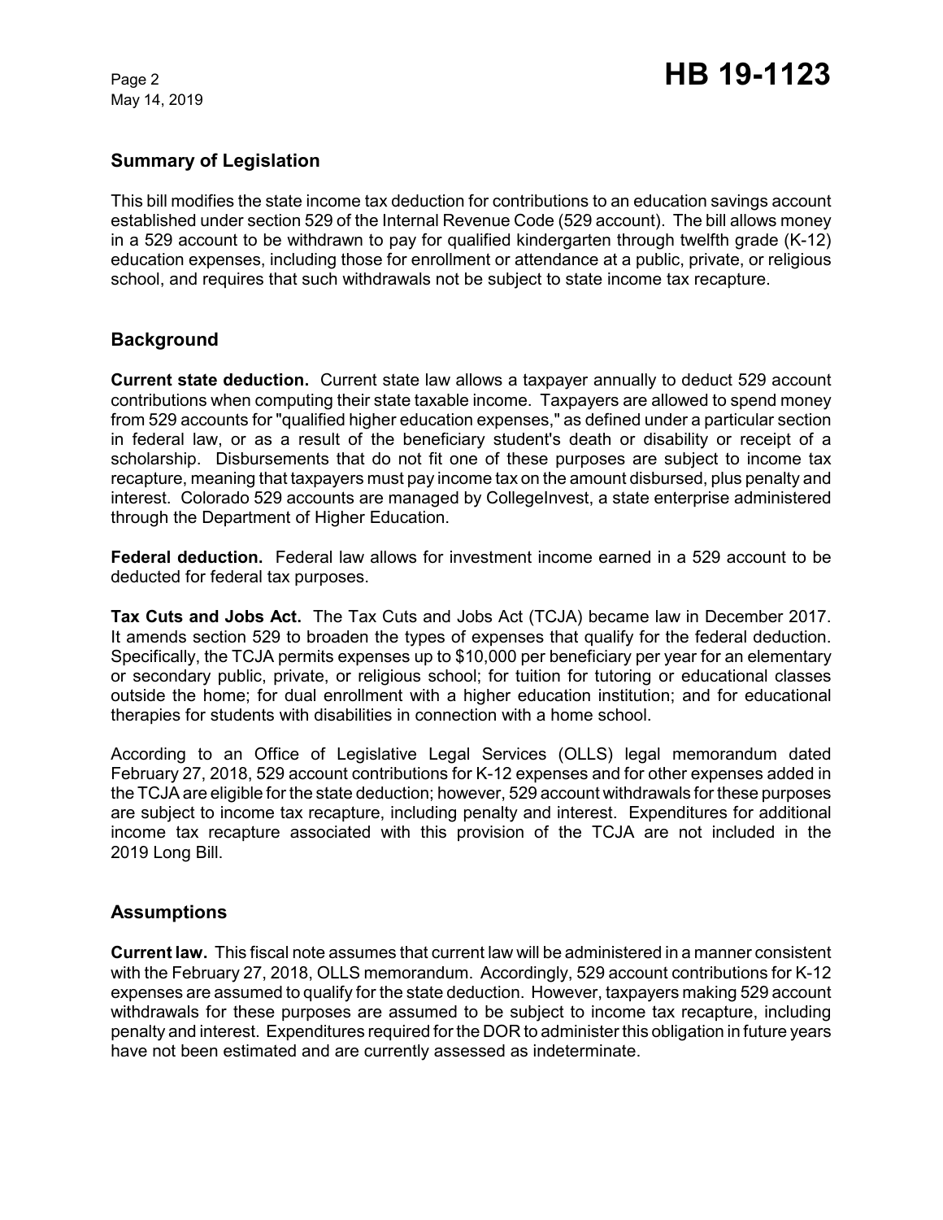## Summary of Legislation

This bill modifies the state income tax deduction for contributions to an education savings account established under section 529 of the Internal Revenue Code (529 account). The bill allows money in a 529 account to be withdrawn to pay for qualified kindergarten through twelfth grade (K-12) education expenses, including those for enrollment or attendance at a public, private, or religious school, and requires that such withdrawals not be subject to state income tax recapture.

## Background

**Current state deduction.** Current state law allows a taxpayer annually to deduct 529 account contributions when computing their state taxable income. Taxpayers are allowed to spend money from 529 accounts for "qualified higher education expenses," as defined under a particular section in federal law, or as a result of the beneficiary student's death or disability or receipt of a scholarship. Disbursements that do not fit one of these purposes are subject to income tax recapture, meaning that taxpayers must pay income tax on the amount disbursed, plus penalty and interest. Colorado 529 accounts are managed by CollegeInvest, a state enterprise administered through the Department of Higher Education.

**Federal deduction.** Federal law allows for investment income earned in a 529 account to be deducted for federal tax purposes.

**Tax Cuts and Jobs Act.** The Tax Cuts and Jobs Act (TCJA) became law in December 2017. It amends section 529 to broaden the types of expenses that qualify for the federal deduction. Specifically, the TCJA permits expenses up to $10,000 per beneficiary per year for an elementary or secondary public, private, or religious school; for tuition for tutoring or educational classes outside the home; for dual enrollment with a higher education institution; and for educational therapies for students with disabilities in connection with a home school.

According to an Office of Legislative Legal Services (OLLS) legal memorandum dated February 27, 2018, 529 account contributions for K-12 expenses and for other expenses added in the TCJA are eligible for the state deduction; however, 529 account withdrawals for these purposes are subject to income tax recapture, including penalty and interest. Expenditures for additional income tax recapture associated with this provision of the TCJA are not included in the 2019 Long Bill.

## Assumptions

**Current law.** This fiscal note assumes that current law will be administered in a manner consistent with the February 27, 2018, OLLS memorandum. Accordingly, 529 account contributions for K-12 expenses are assumed to qualify for the state deduction. However, taxpayers making 529 account withdrawals for these purposes are assumed to be subject to income tax recapture, including penalty and interest. Expenditures required for the DOR to administer this obligation in future years have not been estimated and are currently assessed as indeterminate.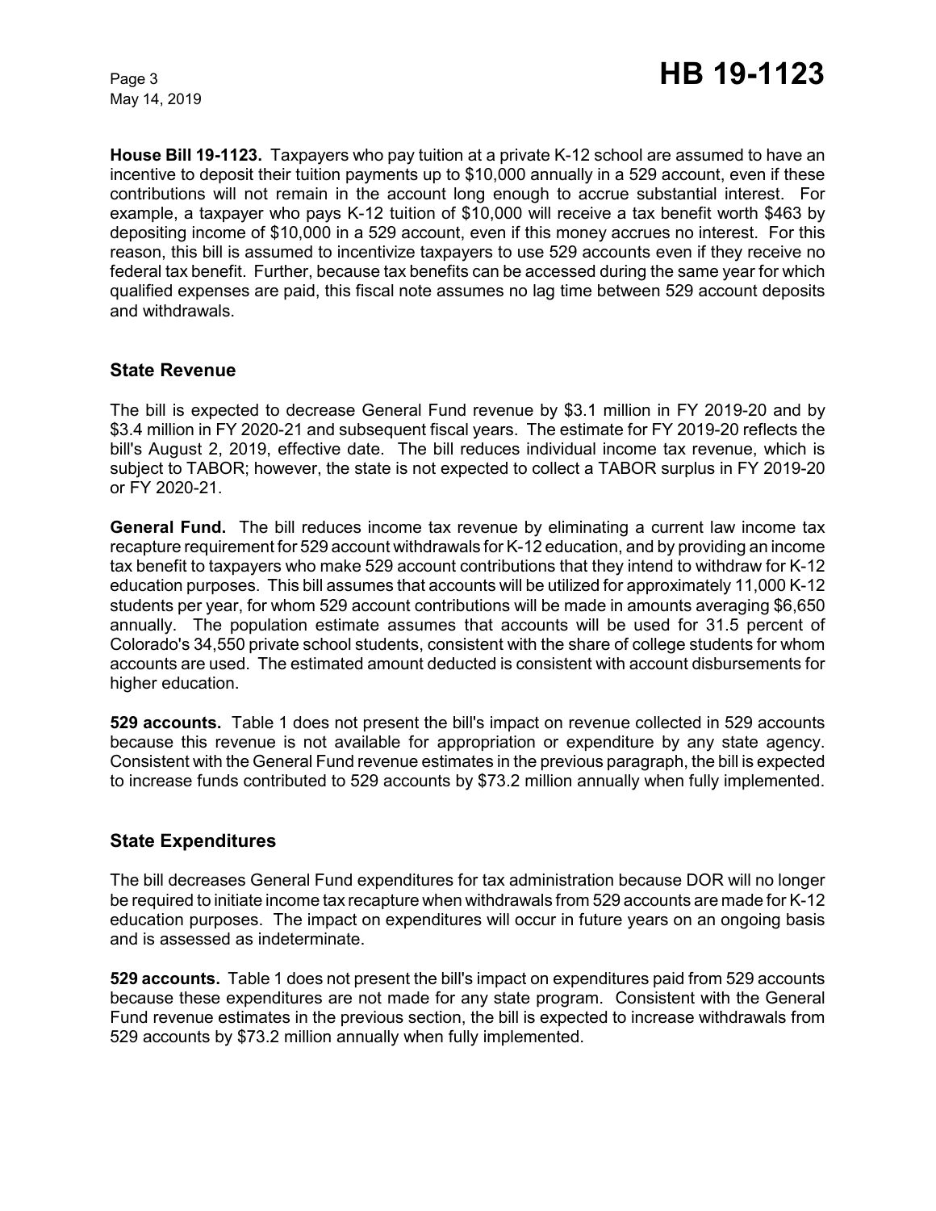**House Bill 19-1123.** Taxpayers who pay tuition at a private K-12 school are assumed to have an incentive to deposit their tuition payments up to $10,000 annually in a 529 account, even if these contributions will not remain in the account long enough to accrue substantial interest. For example, a taxpayer who pays K-12 tuition of $10,000 will receive a tax benefit worth $463 by depositing income of $10,000 in a 529 account, even if this money accrues no interest. For this reason, this bill is assumed to incentivize taxpayers to use 529 accounts even if they receive no federal tax benefit. Further, because tax benefits can be accessed during the same year for which qualified expenses are paid, this fiscal note assumes no lag time between 529 account deposits and withdrawals.

## State Revenue

The bill is expected to decrease General Fund revenue by $3.1 million in FY 2019-20 and by $3.4 million in FY 2020-21 and subsequent fiscal years. The estimate for FY 2019-20 reflects the bill's August 2, 2019, effective date. The bill reduces individual income tax revenue, which is subject to TABOR; however, the state is not expected to collect a TABOR surplus in FY 2019-20 or FY 2020-21.

**General Fund.** The bill reduces income tax revenue by eliminating a current law income tax recapture requirement for 529 account withdrawals for K-12 education, and by providing an income tax benefit to taxpayers who make 529 account contributions that they intend to withdraw for K-12 education purposes. This bill assumes that accounts will be utilized for approximately 11,000 K-12 students per year, for whom 529 account contributions will be made in amounts averaging $6,650 annually. The population estimate assumes that accounts will be used for 31.5 percent of Colorado's 34,550 private school students, consistent with the share of college students for whom accounts are used. The estimated amount deducted is consistent with account disbursements for higher education.

**529 accounts.** Table 1 does not present the bill's impact on revenue collected in 529 accounts because this revenue is not available for appropriation or expenditure by any state agency. Consistent with the General Fund revenue estimates in the previous paragraph, the bill is expected to increase funds contributed to 529 accounts by $73.2 million annually when fully implemented.

## State Expenditures

The bill decreases General Fund expenditures for tax administration because DOR will no longer be required to initiate income tax recapture when withdrawals from 529 accounts are made for K-12 education purposes. The impact on expenditures will occur in future years on an ongoing basis and is assessed as indeterminate.

**529 accounts.** Table 1 does not present the bill's impact on expenditures paid from 529 accounts because these expenditures are not made for any state program. Consistent with the General Fund revenue estimates in the previous section, the bill is expected to increase withdrawals from 529 accounts by $73.2 million annually when fully implemented.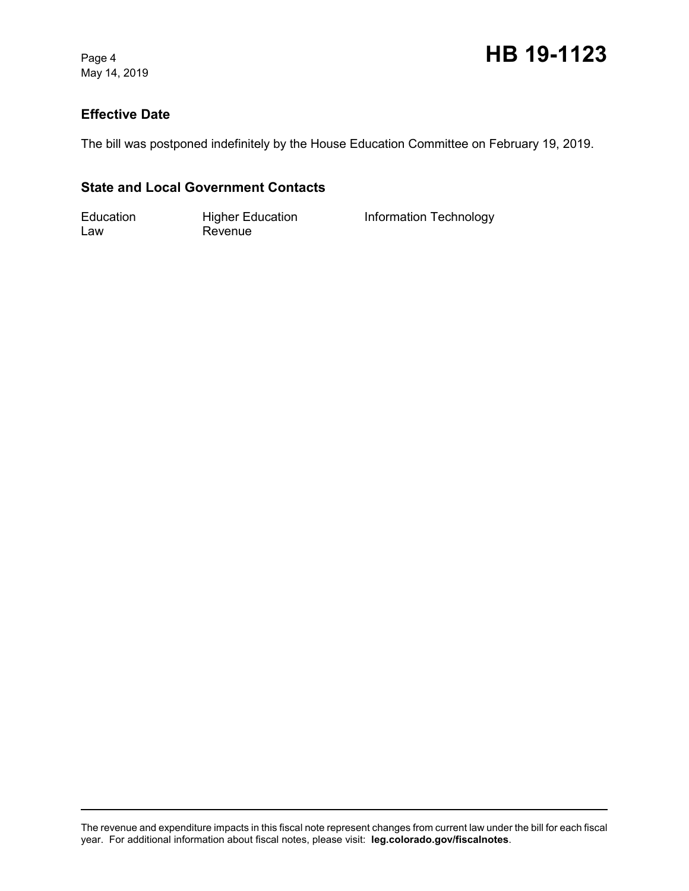## Effective Date

The bill was postponed indefinitely by the House Education Committee on February 19, 2019.

## State and Local Government Contacts

| | | |
|---|---|---|
| Education | Higher Education | Information Technology |
| Law | Revenue | |

The revenue and expenditure impacts in this fiscal note represent changes from current law under the bill for each fiscal year. For additional information about fiscal notes, please visit: **leg.colorado.gov/fiscalnotes**.